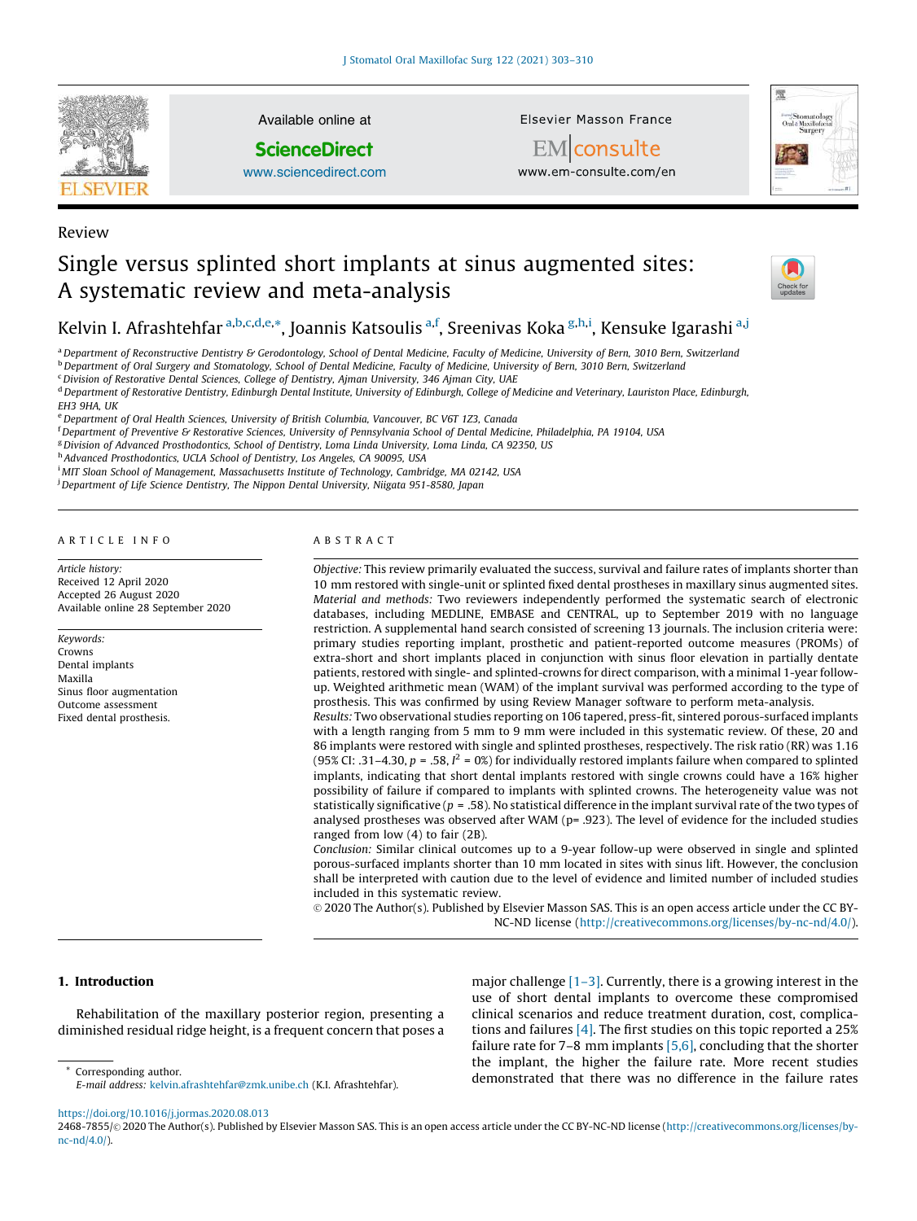Review

# Single versus splinted short implants at sinus augmented sites: A systematic review and meta-analysis

Kelvin I. Afrashtehfar[a,b,c,d,e,*], Joannis Katsoulis[a,f], Sreenivas Koka[g,h,i], Kensuke Igarashi[a,j]

[a] Department of Reconstructive Dentistry & Gerodontology, School of Dental Medicine, Faculty of Medicine, University of Bern, 3010 Bern, Switzerland
[b] Department of Oral Surgery and Stomatology, School of Dental Medicine, Faculty of Medicine, University of Bern, 3010 Bern, Switzerland
[c] Division of Restorative Dental Sciences, College of Dentistry, Ajman University, 346 Ajman City, UAE
[d] Department of Restorative Dentistry, Edinburgh Dental Institute, University of Edinburgh, College of Medicine and Veterinary, Lauriston Place, Edinburgh, EH3 9HA, UK
[e] Department of Oral Health Sciences, University of British Columbia, Vancouver, BC V6T 1Z3, Canada
[f] Department of Preventive & Restorative Sciences, University of Pennsylvania School of Dental Medicine, Philadelphia, PA 19104, USA
[g] Division of Advanced Prosthodontics, School of Dentistry, Loma Linda University, Loma Linda, CA 92350, US
[h] Advanced Prosthodontics, UCLA School of Dentistry, Los Angeles, CA 90095, USA
[i] MIT Sloan School of Management, Massachusetts Institute of Technology, Cambridge, MA 02142, USA
[j] Department of Life Science Dentistry, The Nippon Dental University, Niigata 951-8580, Japan

## ARTICLE INFO

*Article history:*
Received 12 April 2020
Accepted 26 August 2020
Available online 28 September 2020

*Keywords:*
Crowns
Dental implants
Maxilla
Sinus floor augmentation
Outcome assessment
Fixed dental prosthesis.

## ABSTRACT

*Objective:* This review primarily evaluated the success, survival and failure rates of implants shorter than 10 mm restored with single-unit or splinted fixed dental prostheses in maxillary sinus augmented sites.

*Material and methods:* Two reviewers independently performed the systematic search of electronic databases, including MEDLINE, EMBASE and CENTRAL, up to September 2019 with no language restriction. A supplemental hand search consisted of screening 13 journals. The inclusion criteria were: primary studies reporting implant, prosthetic and patient-reported outcome measures (PROMs) of extra-short and short implants placed in conjunction with sinus floor elevation in partially dentate patients, restored with single- and splinted-crowns for direct comparison, with a minimal 1-year follow-up. Weighted arithmetic mean (WAM) of the implant survival was performed according to the type of prosthesis. This was confirmed by using Review Manager software to perform meta-analysis.

*Results:* Two observational studies reporting on 106 tapered, press-fit, sintered porous-surfaced implants with a length ranging from 5 mm to 9 mm were included in this systematic review. Of these, 20 and 86 implants were restored with single and splinted prostheses, respectively. The risk ratio (RR) was 1.16 (95% CI: .31–4.30, $p$ = .58, $I^2$ = 0%) for individually restored implants failure when compared to splinted implants, indicating that short dental implants restored with single crowns could have a 16% higher possibility of failure if compared to implants with splinted crowns. The heterogeneity value was not statistically significative ($p$ = .58). No statistical difference in the implant survival rate of the two types of analysed prostheses was observed after WAM (p= .923). The level of evidence for the included studies ranged from low (4) to fair (2B).

*Conclusion:* Similar clinical outcomes up to a 9-year follow-up were observed in single and splinted porous-surfaced implants shorter than 10 mm located in sites with sinus lift. However, the conclusion shall be interpreted with caution due to the level of evidence and limited number of included studies included in this systematic review.

© 2020 The Author(s). Published by Elsevier Masson SAS. This is an open access article under the CC BY-NC-ND license (http://creativecommons.org/licenses/by-nc-nd/4.0/).

## 1. Introduction

Rehabilitation of the maxillary posterior region, presenting a diminished residual ridge height, is a frequent concern that poses a major challenge [1–3]. Currently, there is a growing interest in the use of short dental implants to overcome these compromised clinical scenarios and reduce treatment duration, cost, complications and failures [4]. The first studies on this topic reported a 25% failure rate for 7–8 mm implants [5,6], concluding that the shorter the implant, the higher the failure rate. More recent studies demonstrated that there was no difference in the failure rates

\* Corresponding author.
*E-mail address:* kelvin.afrashtehfar@zmk.unibe.ch (K.I. Afrashtehfar).

https://doi.org/10.1016/j.jormas.2020.08.013
2468-7855/© 2020 The Author(s). Published by Elsevier Masson SAS. This is an open access article under the CC BY-NC-ND license (http://creativecommons.org/licenses/by-nc-nd/4.0/).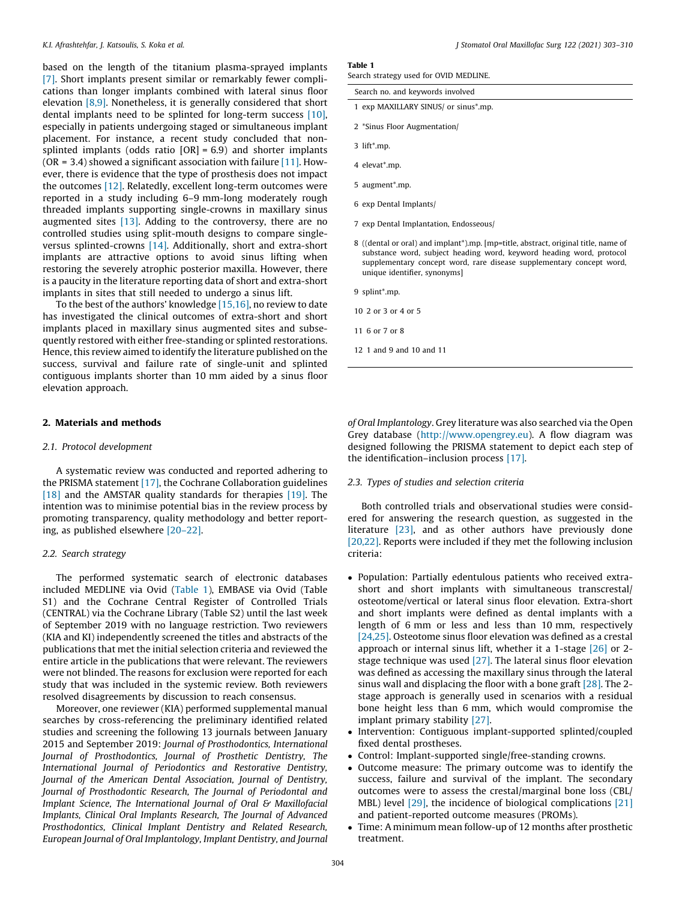based on the length of the titanium plasma-sprayed implants [7]. Short implants present similar or remarkably fewer complications than longer implants combined with lateral sinus floor elevation [8,9]. Nonetheless, it is generally considered that short dental implants need to be splinted for long-term success [10], especially in patients undergoing staged or simultaneous implant placement. For instance, a recent study concluded that non-splinted implants (odds ratio [OR] = 6.9) and shorter implants (OR = 3.4) showed a significant association with failure [11]. However, there is evidence that the type of prosthesis does not impact the outcomes [12]. Relatedly, excellent long-term outcomes were reported in a study including 6–9 mm-long moderately rough threaded implants supporting single-crowns in maxillary sinus augmented sites [13]. Adding to the controversy, there are no controlled studies using split-mouth designs to compare single-versus splinted-crowns [14]. Additionally, short and extra-short implants are attractive options to avoid sinus lifting when restoring the severely atrophic posterior maxilla. However, there is a paucity in the literature reporting data of short and extra-short implants in sites that still needed to undergo a sinus lift.

To the best of the authors' knowledge [15,16], no review to date has investigated the clinical outcomes of extra-short and short implants placed in maxillary sinus augmented sites and subsequently restored with either free-standing or splinted restorations. Hence, this review aimed to identify the literature published on the success, survival and failure rate of single-unit and splinted contiguous implants shorter than 10 mm aided by a sinus floor elevation approach.

## 2. Materials and methods

### 2.1. Protocol development

A systematic review was conducted and reported adhering to the PRISMA statement [17], the Cochrane Collaboration guidelines [18] and the AMSTAR quality standards for therapies [19]. The intention was to minimise potential bias in the review process by promoting transparency, quality methodology and better reporting, as published elsewhere [20–22].

### 2.2. Search strategy

The performed systematic search of electronic databases included MEDLINE via Ovid (Table 1), EMBASE via Ovid (Table S1) and the Cochrane Central Register of Controlled Trials (CENTRAL) via the Cochrane Library (Table S2) until the last week of September 2019 with no language restriction. Two reviewers (KIA and KI) independently screened the titles and abstracts of the publications that met the initial selection criteria and reviewed the entire article in the publications that were relevant. The reviewers were not blinded. The reasons for exclusion were reported for each study that was included in the systemic review. Both reviewers resolved disagreements by discussion to reach consensus.

Moreover, one reviewer (KIA) performed supplemental manual searches by cross-referencing the preliminary identified related studies and screening the following 13 journals between January 2015 and September 2019: *Journal of Prosthodontics, International Journal of Prosthodontics, Journal of Prosthetic Dentistry, The International Journal of Periodontics and Restorative Dentistry, Journal of the American Dental Association, Journal of Dentistry, Journal of Prosthodontic Research, The Journal of Periodontal and Implant Science, The International Journal of Oral & Maxillofacial Implants, Clinical Oral Implants Research, The Journal of Advanced Prosthodontics, Clinical Implant Dentistry and Related Research, European Journal of Oral Implantology, Implant Dentistry, and Journal of Oral Implantology*. Grey literature was also searched via the Open Grey database (http://www.opengrey.eu). A flow diagram was designed following the PRISMA statement to depict each step of the identification–inclusion process [17].

**Table 1**
Search strategy used for OVID MEDLINE.

| Search no. and keywords involved |
|---|
| 1 exp MAXILLARY SINUS/ or sinus*.mp. |
| 2 *Sinus Floor Augmentation/ |
| 3 lift*.mp. |
| 4 elevat*.mp. |
| 5 augment*.mp. |
| 6 exp Dental Implants/ |
| 7 exp Dental Implantation, Endosseous/ |
| 8 ((dental or oral) and implant*).mp. [mp=title, abstract, original title, name of substance word, subject heading word, keyword heading word, protocol supplementary concept word, rare disease supplementary concept word, unique identifier, synonyms] |
| 9 splint*.mp. |
| 10 2 or 3 or 4 or 5 |
| 11 6 or 7 or 8 |
| 12 1 and 9 and 10 and 11 |

### 2.3. Types of studies and selection criteria

Both controlled trials and observational studies were considered for answering the research question, as suggested in the literature [23], and as other authors have previously done [20,22]. Reports were included if they met the following inclusion criteria:

- Population: Partially edentulous patients who received extra-short and short implants with simultaneous transcrestal/osteotome/vertical or lateral sinus floor elevation. Extra-short and short implants were defined as dental implants with a length of 6 mm or less and less than 10 mm, respectively [24,25]. Osteotome sinus floor elevation was defined as a crestal approach or internal sinus lift, whether it a 1-stage [26] or 2-stage technique was used [27]. The lateral sinus floor elevation was defined as accessing the maxillary sinus through the lateral sinus wall and displacing the floor with a bone graft [28]. The 2-stage approach is generally used in scenarios with a residual bone height less than 6 mm, which would compromise the implant primary stability [27].
- Intervention: Contiguous implant-supported splinted/coupled fixed dental prostheses.
- Control: Implant-supported single/free-standing crowns.
- Outcome measure: The primary outcome was to identify the success, failure and survival of the implant. The secondary outcomes were to assess the crestal/marginal bone loss (CBL/MBL) level [29], the incidence of biological complications [21] and patient-reported outcome measures (PROMs).
- Time: A minimum mean follow-up of 12 months after prosthetic treatment.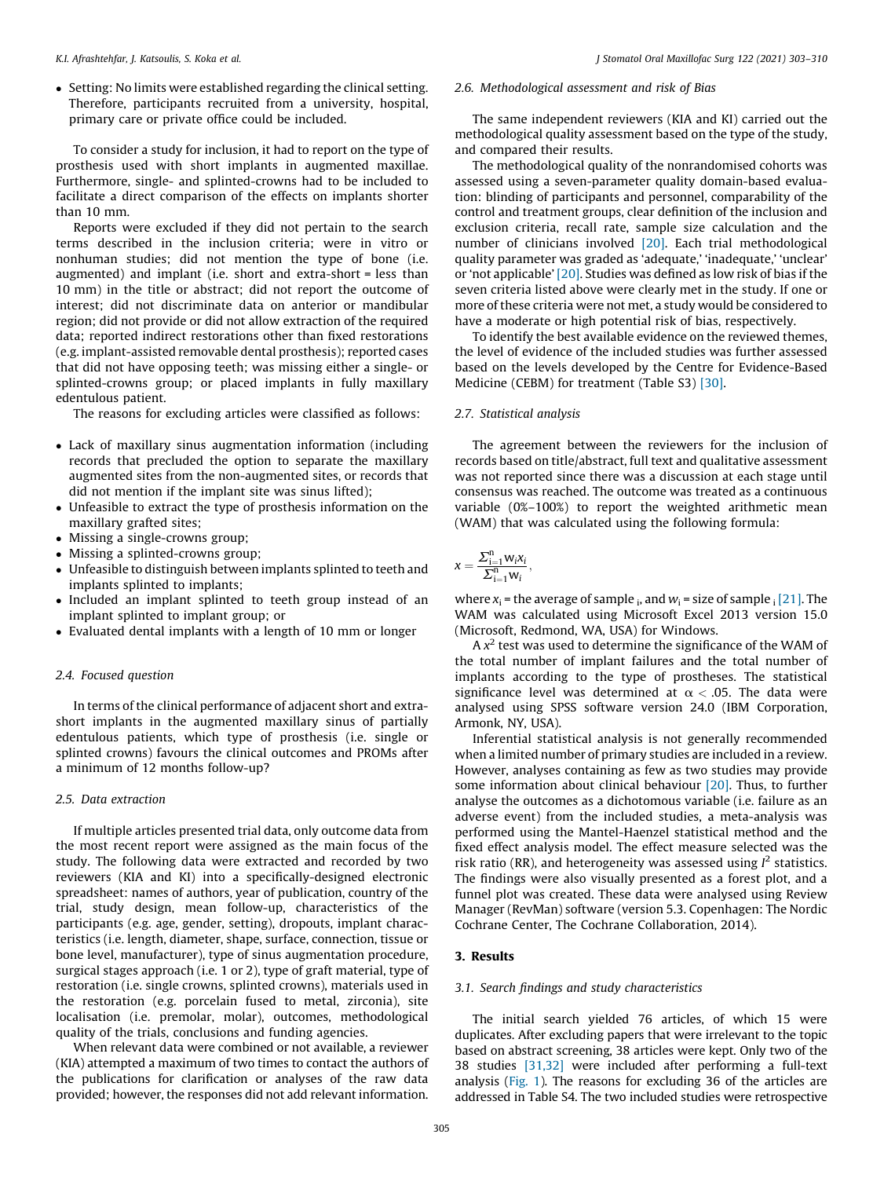- Setting: No limits were established regarding the clinical setting. Therefore, participants recruited from a university, hospital, primary care or private office could be included.

To consider a study for inclusion, it had to report on the type of prosthesis used with short implants in augmented maxillae. Furthermore, single- and splinted-crowns had to be included to facilitate a direct comparison of the effects on implants shorter than 10 mm.

Reports were excluded if they did not pertain to the search terms described in the inclusion criteria; were in vitro or nonhuman studies; did not mention the type of bone (i.e. augmented) and implant (i.e. short and extra-short = less than 10 mm) in the title or abstract; did not report the outcome of interest; did not discriminate data on anterior or mandibular region; did not provide or did not allow extraction of the required data; reported indirect restorations other than fixed restorations (e.g. implant-assisted removable dental prosthesis); reported cases that did not have opposing teeth; was missing either a single- or splinted-crowns group; or placed implants in fully maxillary edentulous patient.

The reasons for excluding articles were classified as follows:

- Lack of maxillary sinus augmentation information (including records that precluded the option to separate the maxillary augmented sites from the non-augmented sites, or records that did not mention if the implant site was sinus lifted);
- Unfeasible to extract the type of prosthesis information on the maxillary grafted sites;
- Missing a single-crowns group;
- Missing a splinted-crowns group;
- Unfeasible to distinguish between implants splinted to teeth and implants splinted to implants;
- Included an implant splinted to teeth group instead of an implant splinted to implant group; or
- Evaluated dental implants with a length of 10 mm or longer

### 2.4. Focused question

In terms of the clinical performance of adjacent short and extra-short implants in the augmented maxillary sinus of partially edentulous patients, which type of prosthesis (i.e. single or splinted crowns) favours the clinical outcomes and PROMs after a minimum of 12 months follow-up?

### 2.5. Data extraction

If multiple articles presented trial data, only outcome data from the most recent report were assigned as the main focus of the study. The following data were extracted and recorded by two reviewers (KIA and KI) into a specifically-designed electronic spreadsheet: names of authors, year of publication, country of the trial, study design, mean follow-up, characteristics of the participants (e.g. age, gender, setting), dropouts, implant characteristics (i.e. length, diameter, shape, surface, connection, tissue or bone level, manufacturer), type of sinus augmentation procedure, surgical stages approach (i.e. 1 or 2), type of graft material, type of restoration (i.e. single crowns, splinted crowns), materials used in the restoration (e.g. porcelain fused to metal, zirconia), site localisation (i.e. premolar, molar), outcomes, methodological quality of the trials, conclusions and funding agencies.

When relevant data were combined or not available, a reviewer (KIA) attempted a maximum of two times to contact the authors of the publications for clarification or analyses of the raw data provided; however, the responses did not add relevant information.

### 2.6. Methodological assessment and risk of Bias

The same independent reviewers (KIA and KI) carried out the methodological quality assessment based on the type of the study, and compared their results.

The methodological quality of the nonrandomised cohorts was assessed using a seven-parameter quality domain-based evaluation: blinding of participants and personnel, comparability of the control and treatment groups, clear definition of the inclusion and exclusion criteria, recall rate, sample size calculation and the number of clinicians involved [20]. Each trial methodological quality parameter was graded as 'adequate,' 'inadequate,' 'unclear' or 'not applicable' [20]. Studies was defined as low risk of bias if the seven criteria listed above were clearly met in the study. If one or more of these criteria were not met, a study would be considered to have a moderate or high potential risk of bias, respectively.

To identify the best available evidence on the reviewed themes, the level of evidence of the included studies was further assessed based on the levels developed by the Centre for Evidence-Based Medicine (CEBM) for treatment (Table S3) [30].

### 2.7. Statistical analysis

The agreement between the reviewers for the inclusion of records based on title/abstract, full text and qualitative assessment was not reported since there was a discussion at each stage until consensus was reached. The outcome was treated as a continuous variable (0%–100%) to report the weighted arithmetic mean (WAM) that was calculated using the following formula:

$$x = \frac{\sum_{i=1}^{n} w_i x_i}{\sum_{i=1}^{n} w_i},$$

where $x_i$ = the average of sample $_i$, and $w_i$ = size of sample $_i$ [21]. The WAM was calculated using Microsoft Excel 2013 version 15.0 (Microsoft, Redmond, WA, USA) for Windows.

A $x^2$ test was used to determine the significance of the WAM of the total number of implant failures and the total number of implants according to the type of prostheses. The statistical significance level was determined at $\alpha < .05$. The data were analysed using SPSS software version 24.0 (IBM Corporation, Armonk, NY, USA).

Inferential statistical analysis is not generally recommended when a limited number of primary studies are included in a review. However, analyses containing as few as two studies may provide some information about clinical behaviour [20]. Thus, to further analyse the outcomes as a dichotomous variable (i.e. failure as an adverse event) from the included studies, a meta-analysis was performed using the Mantel-Haenzel statistical method and the fixed effect analysis model. The effect measure selected was the risk ratio (RR), and heterogeneity was assessed using $I^2$ statistics. The findings were also visually presented as a forest plot, and a funnel plot was created. These data were analysed using Review Manager (RevMan) software (version 5.3. Copenhagen: The Nordic Cochrane Center, The Cochrane Collaboration, 2014).

## 3. Results

### 3.1. Search findings and study characteristics

The initial search yielded 76 articles, of which 15 were duplicates. After excluding papers that were irrelevant to the topic based on abstract screening, 38 articles were kept. Only two of the 38 studies [31,32] were included after performing a full-text analysis (Fig. 1). The reasons for excluding 36 of the articles are addressed in Table S4. The two included studies were retrospective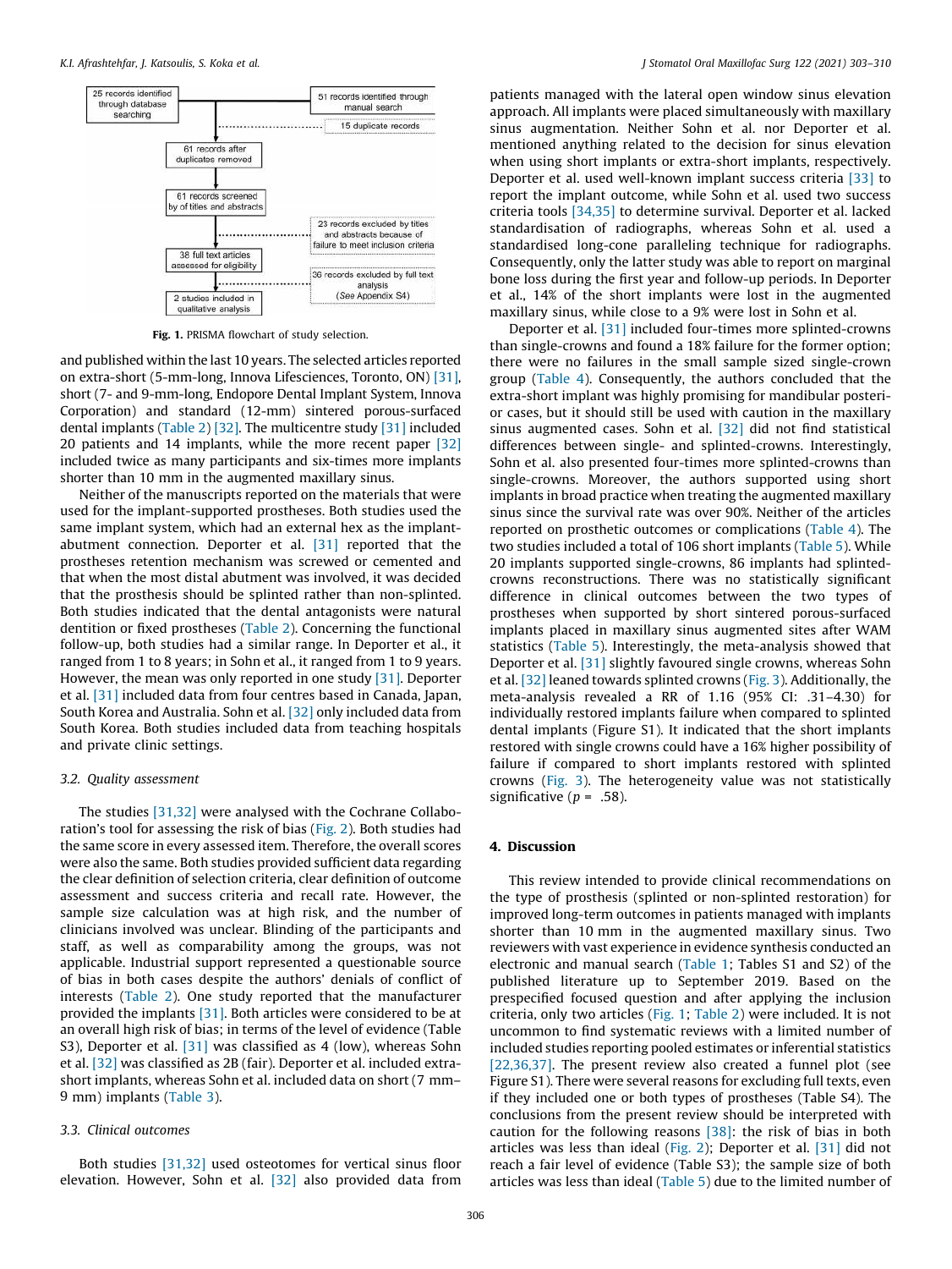25 records identified through database searching

51 records identified through manual search

15 duplicate records

61 records after duplicates removed

61 records screened by of titles and abstracts

23 records excluded by titles and abstracts because of failure to meet inclusion criteria

38 full text articles assessed for eligibility

36 records excluded by full text analysis (*See Appendix S4*)

2 studies included in qualitative analysis

**Fig. 1.** PRISMA flowchart of study selection.

and published within the last 10 years. The selected articles reported on extra-short (5-mm-long, Innova Lifesciences, Toronto, ON) [31], short (7- and 9-mm-long, Endopore Dental Implant System, Innova Corporation) and standard (12-mm) sintered porous-surfaced dental implants (Table 2) [32]. The multicentre study [31] included 20 patients and 14 implants, while the more recent paper [32] included twice as many participants and six-times more implants shorter than 10 mm in the augmented maxillary sinus.

Neither of the manuscripts reported on the materials that were used for the implant-supported prostheses. Both studies used the same implant system, which had an external hex as the implant-abutment connection. Deporter et al. [31] reported that the prostheses retention mechanism was screwed or cemented and that when the most distal abutment was involved, it was decided that the prosthesis should be splinted rather than non-splinted. Both studies indicated that the dental antagonists were natural dentition or fixed prostheses (Table 2). Concerning the functional follow-up, both studies had a similar range. In Deporter et al., it ranged from 1 to 8 years; in Sohn et al., it ranged from 1 to 9 years. However, the mean was only reported in one study [31]. Deporter et al. [31] included data from four centres based in Canada, Japan, South Korea and Australia. Sohn et al. [32] only included data from South Korea. Both studies included data from teaching hospitals and private clinic settings.

### 3.2. Quality assessment

The studies [31,32] were analysed with the Cochrane Collaboration's tool for assessing the risk of bias (Fig. 2). Both studies had the same score in every assessed item. Therefore, the overall scores were also the same. Both studies provided sufficient data regarding the clear definition of selection criteria, clear definition of outcome assessment and success criteria and recall rate. However, the sample size calculation was at high risk, and the number of clinicians involved was unclear. Blinding of the participants and staff, as well as comparability among the groups, was not applicable. Industrial support represented a questionable source of bias in both cases despite the authors' denials of conflict of interests (Table 2). One study reported that the manufacturer provided the implants [31]. Both articles were considered to be at an overall high risk of bias; in terms of the level of evidence (Table S3), Deporter et al. [31] was classified as 4 (low), whereas Sohn et al. [32] was classified as 2B (fair). Deporter et al. included extra-short implants, whereas Sohn et al. included data on short (7 mm–9 mm) implants (Table 3).

### 3.3. Clinical outcomes

Both studies [31,32] used osteotomes for vertical sinus floor elevation. However, Sohn et al. [32] also provided data from patients managed with the lateral open window sinus elevation approach. All implants were placed simultaneously with maxillary sinus augmentation. Neither Sohn et al. nor Deporter et al. mentioned anything related to the decision for sinus elevation when using short implants or extra-short implants, respectively. Deporter et al. used well-known implant success criteria [33] to report the implant outcome, while Sohn et al. used two success criteria tools [34,35] to determine survival. Deporter et al. lacked standardisation of radiographs, whereas Sohn et al. used a standardised long-cone paralleling technique for radiographs. Consequently, only the latter study was able to report on marginal bone loss during the first year and follow-up periods. In Deporter et al., 14% of the short implants were lost in the augmented maxillary sinus, while close to a 9% were lost in Sohn et al.

Deporter et al. [31] included four-times more splinted-crowns than single-crowns and found a 18% failure for the former option; there were no failures in the small sample sized single-crown group (Table 4). Consequently, the authors concluded that the extra-short implant was highly promising for mandibular posterior cases, but it should still be used with caution in the maxillary sinus augmented cases. Sohn et al. [32] did not find statistical differences between single- and splinted-crowns. Interestingly, Sohn et al. also presented four-times more splinted-crowns than single-crowns. Moreover, the authors supported using short implants in broad practice when treating the augmented maxillary sinus since the survival rate was over 90%. Neither of the articles reported on prosthetic outcomes or complications (Table 4). The two studies included a total of 106 short implants (Table 5). While 20 implants supported single-crowns, 86 implants had splinted-crowns reconstructions. There was no statistically significant difference in clinical outcomes between the two types of prostheses when supported by short sintered porous-surfaced implants placed in maxillary sinus augmented sites after WAM statistics (Table 5). Interestingly, the meta-analysis showed that Deporter et al. [31] slightly favoured single crowns, whereas Sohn et al. [32] leaned towards splinted crowns (Fig. 3). Additionally, the meta-analysis revealed a RR of 1.16 (95% CI: .31–4.30) for individually restored implants failure when compared to splinted dental implants (Figure S1). It indicated that the short implants restored with single crowns could have a 16% higher possibility of failure if compared to short implants restored with splinted crowns (Fig. 3). The heterogeneity value was not statistically significative ($p = .58$).

## 4. Discussion

This review intended to provide clinical recommendations on the type of prosthesis (splinted or non-splinted restoration) for improved long-term outcomes in patients managed with implants shorter than 10 mm in the augmented maxillary sinus. Two reviewers with vast experience in evidence synthesis conducted an electronic and manual search (Table 1; Tables S1 and S2) of the published literature up to September 2019. Based on the prespecified focused question and after applying the inclusion criteria, only two articles (Fig. 1; Table 2) were included. It is not uncommon to find systematic reviews with a limited number of included studies reporting pooled estimates or inferential statistics [22,36,37]. The present review also created a funnel plot (see Figure S1). There were several reasons for excluding full texts, even if they included one or both types of prostheses (Table S4). The conclusions from the present review should be interpreted with caution for the following reasons [38]: the risk of bias in both articles was less than ideal (Fig. 2); Deporter et al. [31] did not reach a fair level of evidence (Table S3); the sample size of both articles was less than ideal (Table 5) due to the limited number of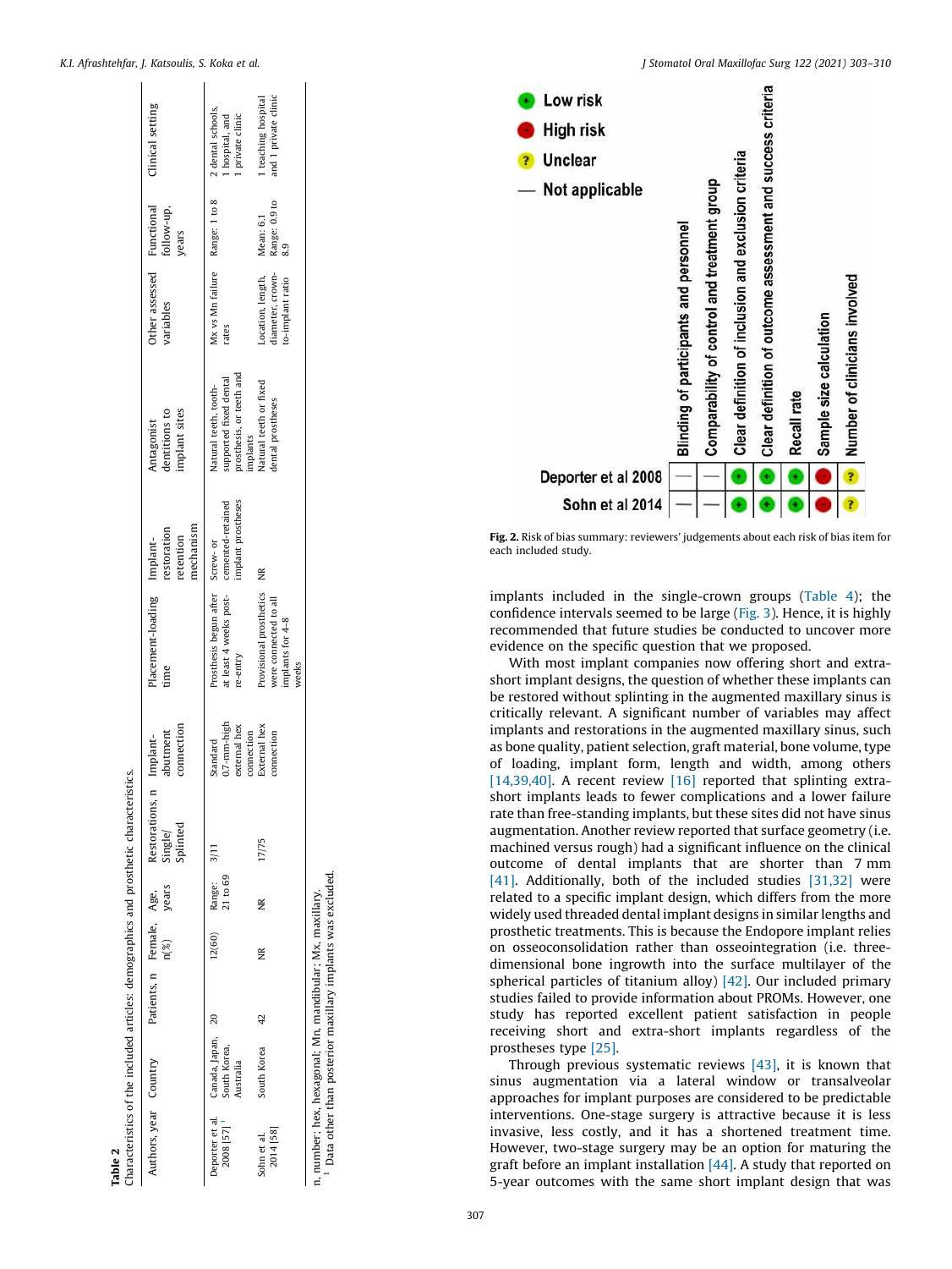**Table 2**
Characteristics of the included articles: demographics and prosthetic characteristics.

| Authors, year | Country | Patients, n | Female, n(%) | Age, years | Restorations, n Single/ Splinted | Implant-abutment connection | Placement-loading time | Implant-restoration retention mechanism | Antagonist dentitions to implant sites | Other assessed variables | Functional follow-up, years | Clinical setting |
|---|---|---|---|---|---|---|---|---|---|---|---|---|
| Deporter et al. 2008 [57][1] | Canada, Japan, South Korea, Australia | 20 | 12(60) | Range: 21 to 69 | 3/11 | Standard 0.7-mm-high external hex connection | Prosthesis began after at least 4 weeks post-re-entry | Screw- or cemented-retained implant prostheses | Natural teeth, tooth-supported fixed dental prosthesis, or teeth and implants | Mx vs Mn failure rates | Range: 1 to 8 | 2 dental schools, 1 hospital, and 1 private clinic |
| Sohn et al. 2014 [58] | South Korea | 42 | NR | NR | 17/75 | External hex connection | Provisional prosthetics were connected to all implants for 4–8 weeks | NR | Natural teeth or fixed dental prostheses | Location, length, diameter, crown-to-implant ratio | Mean: 6.1 Range: 0.9 to 8.9 | 1 teaching hospital and 1 private clinic |

n, number; hex, hexagonal; Mn, mandibular; Mx, maxillary.
[1] Data other than posterior maxillary implants was excluded.

| | Blinding of participants and personnel | Comparability of control and treatment group | Clear definition of inclusion and exclusion criteria | Clear definition of outcome assessment and success criteria | Recall rate | Sample size calculation | Number of clinicians involved |
|---|---|---|---|---|---|---|---|
| Deporter et al 2008 | — | — | + | + | + | − | ? |
| Sohn et al 2014 | — | — | + | + | + | − | ? |

Legend: + Low risk; − High risk; ? Unclear; — Not applicable

**Fig. 2.** Risk of bias summary: reviewers' judgements about each risk of bias item for each included study.

implants included in the single-crown groups (Table 4); the confidence intervals seemed to be large (Fig. 3). Hence, it is highly recommended that future studies be conducted to uncover more evidence on the specific question that we proposed.

With most implant companies now offering short and extra-short implant designs, the question of whether these implants can be restored without splinting in the augmented maxillary sinus is critically relevant. A significant number of variables may affect implants and restorations in the augmented maxillary sinus, such as bone quality, patient selection, graft material, bone volume, type of loading, implant form, length and width, among others [14,39,40]. A recent review [16] reported that splinting extra-short implants leads to fewer complications and a lower failure rate than free-standing implants, but these sites did not have sinus augmentation. Another review reported that surface geometry (i.e. machined versus rough) had a significant influence on the clinical outcome of dental implants that are shorter than 7 mm [41]. Additionally, both of the included studies [31,32] were related to a specific implant design, which differs from the more widely used threaded dental implant designs in similar lengths and prosthetic treatments. This is because the Endopore implant relies on osseoconsolidation rather than osseointegration (i.e. three-dimensional bone ingrowth into the surface multilayer of the spherical particles of titanium alloy) [42]. Our included primary studies failed to provide information about PROMs. However, one study has reported excellent patient satisfaction in people receiving short and extra-short implants regardless of the prostheses type [25].

Through previous systematic reviews [43], it is known that sinus augmentation via a lateral window or transalveolar approaches for implant purposes are considered to be predictable interventions. One-stage surgery is attractive because it is less invasive, less costly, and it has a shortened treatment time. However, two-stage surgery may be an option for maturing the graft before an implant installation [44]. A study that reported on 5-year outcomes with the same short implant design that was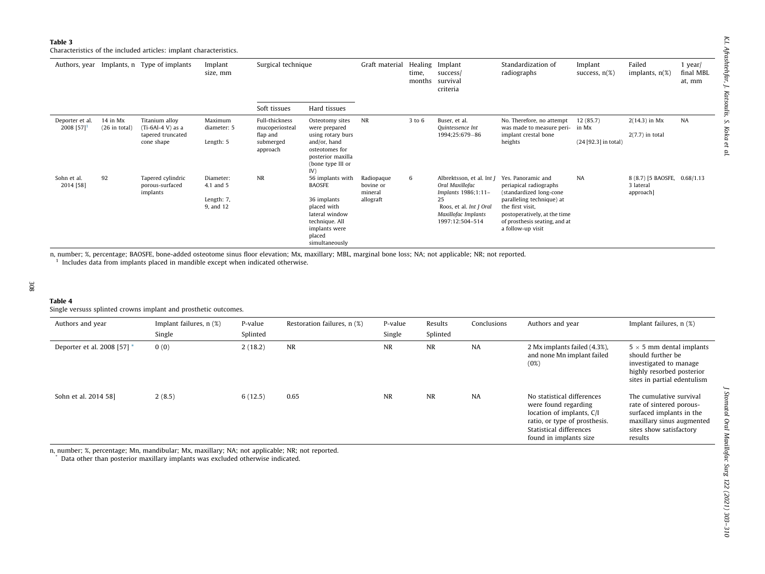**Table 3**
Characteristics of the included articles: implant characteristics.

| Authors, year | Implants, n | Type of implants | Implant size, mm | Surgical technique | | Graft material | Healing time, months | Implant success/ survival criteria | Standardization of radiographs | Implant success, n(%) | Failed implants, n(%) | 1 year/ final MBL at, mm |
|---|---|---|---|---|---|---|---|---|---|---|---|---|
| | | | | Soft tissues | Hard tissues | | | | | | | |
| Deporter et al. 2008 [57][1] | 14 in Mx (26 in total) | Titanium alloy (Ti-6Al-4 V) as a tapered truncated cone shape | Maximum diameter: 5<br>Length: 5 | Full-thickness mucoperiosteal flap and submerged approach | Osteotomy sites were prepared using rotary burs and/or, hand osteotomes for posterior maxilla (bone type III or IV) | NR | 3 to 6 | Buser, et al. *Quintessence Int* 1994;25:679−86 | No. Therefore, no attempt was made to measure peri-implant crestal bone heights | 12 (85.7) in Mx<br>(24 [92.3] in total) | 2(14.3) in Mx<br>2(7.7) in total | NA |
| Sohn et al. 2014 [58] | 92 | Tapered cylindric porous-surfaced implants | Diameter: 4.1 and 5<br>Length: 7, 9, and 12 | NR | 56 implants with BAOSFE<br>36 implants placed with lateral window technique. All implants were placed simultaneously | Radiopaque bovine or mineral allograft | 6 | Albrektsson, et al. *Int J Oral Maxillofac Implants* 1986;1:11–25<br>Roos, et al. *Int J Oral Maxillofac Implants* 1997:12:504–514 | Yes. Panoramic and periapical radiographs (standardized long-cone paralleling technique) at the first visit, postoperatively, at the time of prosthesis seating, and at a follow-up visit | NA | 8 (8.7) [5 BAOSFE, 3 lateral approach] | 0.68/1.13 |

n, number; %, percentage; BAOSFE, bone-added osteotome sinus floor elevation; Mx, maxillary; MBL, marginal bone loss; NA; not applicable; NR; not reported.
[1] Includes data from implants placed in mandible except when indicated otherwise.

**Table 4**
Single verssus splinted crowns implant and prosthetic outcomes.

| Authors and year | Implant failures, n (%) | P-value | Restoration failures, n (%) | P-value | Results | Conclusions | Authors and year | Implant failures, n (%) |
|---|---|---|---|---|---|---|---|---|
| | Single | Splinted | | Single | Splinted | | | |
| Deporter et al. 2008 [57] * | 0 (0) | 2 (18.2) | NR | NR | NR | NA | 2 Mx implants failed (4.3%), and none Mn implant failed (0%) | $5 \times 5$ mm dental implants should further be investigated to manage highly resorbed posterior sites in partial edentulism |
| Sohn et al. 2014 58] | 2 (8.5) | 6 (12.5) | 0.65 | NR | NR | NA | No statistical differences were found regarding location of implants, C/I ratio, or type of prosthesis. Statistical differences found in implants size | The cumulative survival rate of sintered porous-surfaced implants in the maxillary sinus augmented sites show satisfactory results |

n, number; %, percentage; Mn, mandibular; Mx, maxillary; NA; not applicable; NR; not reported.
* Data other than posterior maxillary implants was excluded otherwise indicated.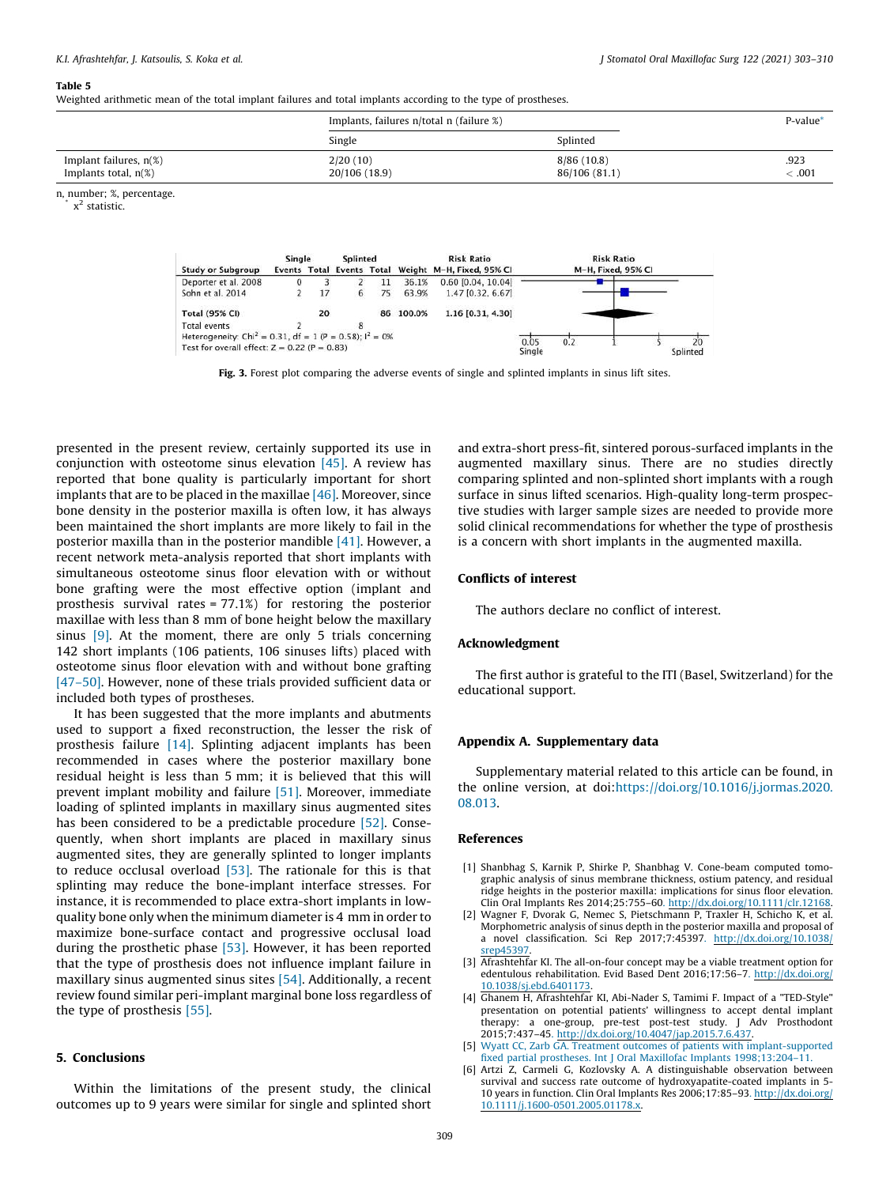**Table 5**
Weighted arithmetic mean of the total implant failures and total implants according to the type of prostheses.

| | Implants, failures n/total n (failure %) | | P-value* |
|---|---|---|---|
| | Single | Splinted | |
| Implant failures, n(%) | 2/20 (10) | 8/86 (10.8) | .923 |
| Implants total, n(%) | 20/106 (18.9) | 86/106 (81.1) | < .001 |

n, number; %, percentage.
\* $x^2$ statistic.

| Study or Subgroup | Single Events | Single Total | Splinted Events | Splinted Total | Weight | Risk Ratio M-H, Fixed, 95% CI |
|---|---|---|---|---|---|---|
| Deporter et al. 2008 | 0 | 3 | 2 | 11 | 36.1% | 0.60 [0.04, 10.04] |
| Sohn et al. 2014 | 2 | 17 | 6 | 75 | 63.9% | 1.47 [0.32, 6.67] |
| Total (95% CI) | | 20 | | 86 | 100.0% | 1.16 [0.31, 4.30] |
| Total events | 2 | | 8 | | | |

Heterogeneity: $Chi^2 = 0.31$, df = 1 (P = 0.58); $I^2 = 0\%$
Test for overall effect: Z = 0.22 (P = 0.83)

**Fig. 3.** Forest plot comparing the adverse events of single and splinted implants in sinus lift sites.

presented in the present review, certainly supported its use in conjunction with osteotome sinus elevation [45]. A review has reported that bone quality is particularly important for short implants that are to be placed in the maxillae [46]. Moreover, since bone density in the posterior maxilla is often low, it has always been maintained the short implants are more likely to fail in the posterior maxilla than in the posterior mandible [41]. However, a recent network meta-analysis reported that short implants with simultaneous osteotome sinus floor elevation with or without bone grafting were the most effective option (implant and prosthesis survival rates = 77.1%) for restoring the posterior maxillae with less than 8 mm of bone height below the maxillary sinus [9]. At the moment, there are only 5 trials concerning 142 short implants (106 patients, 106 sinuses lifts) placed with osteotome sinus floor elevation with and without bone grafting [47–50]. However, none of these trials provided sufficient data or included both types of prostheses.

It has been suggested that the more implants and abutments used to support a fixed reconstruction, the lesser the risk of prosthesis failure [14]. Splinting adjacent implants has been recommended in cases where the posterior maxillary bone residual height is less than 5 mm; it is believed that this will prevent implant mobility and failure [51]. Moreover, immediate loading of splinted implants in maxillary sinus augmented sites has been considered to be a predictable procedure [52]. Consequently, when short implants are placed in maxillary sinus augmented sites, they are generally splinted to longer implants to reduce occlusal overload [53]. The rationale for this is that splinting may reduce the bone-implant interface stresses. For instance, it is recommended to place extra-short implants in low-quality bone only when the minimum diameter is 4 mm in order to maximize bone-surface contact and progressive occlusal load during the prosthetic phase [53]. However, it has been reported that the type of prosthesis does not influence implant failure in maxillary sinus augmented sites [54]. Additionally, a recent review found similar peri-implant marginal bone loss regardless of the type of prosthesis [55].

## 5. Conclusions

Within the limitations of the present study, the clinical outcomes up to 9 years were similar for single and splinted short and extra-short press-fit, sintered porous-surfaced implants in the augmented maxillary sinus. There are no studies directly comparing splinted and non-splinted short implants with a rough surface in sinus lifted scenarios. High-quality long-term prospective studies with larger sample sizes are needed to provide more solid clinical recommendations for whether the type of prosthesis is a concern with short implants in the augmented maxilla.

## Conflicts of interest

The authors declare no conflict of interest.

## Acknowledgment

The first author is grateful to the ITI (Basel, Switzerland) for the educational support.

## Appendix A. Supplementary data

Supplementary material related to this article can be found, in the online version, at doi:https://doi.org/10.1016/j.jormas.2020.08.013.

## References

[1] Shanbhag S, Karnik P, Shirke P, Shanbhag V. Cone-beam computed tomographic analysis of sinus membrane thickness, ostium patency, and residual ridge heights in the posterior maxilla: implications for sinus floor elevation. Clin Oral Implants Res 2014;25:755–60. http://dx.doi.org/10.1111/clr.12168.

[2] Wagner F, Dvorak G, Nemec S, Pietschmann P, Traxler H, Schicho K, et al. Morphometric analysis of sinus depth in the posterior maxilla and proposal of a novel classification. Sci Rep 2017;7:45397. http://dx.doi.org/10.1038/srep45397.

[3] Afrashtehfar KI. The all-on-four concept may be a viable treatment option for edentulous rehabilitation. Evid Based Dent 2016;17:56–7. http://dx.doi.org/10.1038/sj.ebd.6401173.

[4] Ghanem H, Afrashtehfar KI, Abi-Nader S, Tamimi F. Impact of a "TED-Style" presentation on potential patients' willingness to accept dental implant therapy: a one-group, pre-test post-test study. J Adv Prosthodont 2015;7:437–45. http://dx.doi.org/10.4047/jap.2015.7.6.437.

[5] Wyatt CC, Zarb GA. Treatment outcomes of patients with implant-supported fixed partial prostheses. Int J Oral Maxillofac Implants 1998;13:204–11.

[6] Artzi Z, Carmeli G, Kozlovsky A. A distinguishable observation between survival and success rate outcome of hydroxyapatite-coated implants in 5-10 years in function. Clin Oral Implants Res 2006;17:85–93. http://dx.doi.org/10.1111/j.1600-0501.2005.01178.x.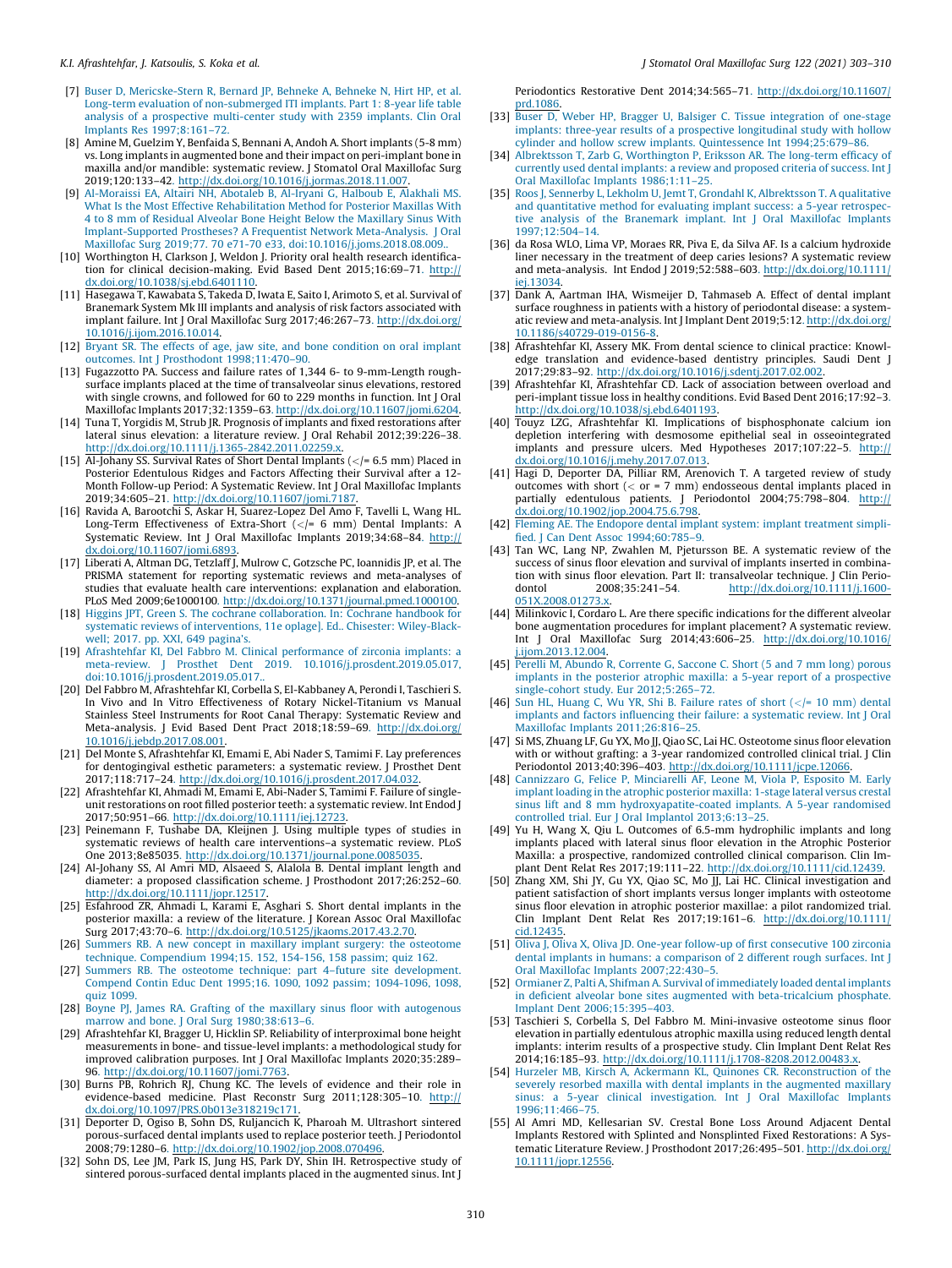[7] Buser D, Mericske-Stern R, Bernard JP, Behneke A, Behneke N, Hirt HP, et al. Long-term evaluation of non-submerged ITI implants. Part 1: 8-year life table analysis of a prospective multi-center study with 2359 implants. Clin Oral Implants Res 1997;8:161–72.

[8] Amine M, Guelzim Y, Benfaida S, Bennani A, Andoh A. Short implants (5-8 mm) vs. Long implants in augmented bone and their impact on peri-implant bone in maxilla and/or mandible: systematic review. J Stomatol Oral Maxillofac Surg 2019;120:133–42. http://dx.doi.org/10.1016/j.jormas.2018.11.007.

[9] Al-Moraissi EA, Altairi NH, Abotaleb B, Al-Iryani G, Halboub E, Alakhali MS. What Is the Most Effective Rehabilitation Method for Posterior Maxillas With 4 to 8 mm of Residual Alveolar Bone Height Below the Maxillary Sinus With Implant-Supported Prostheses? A Frequentist Network Meta-Analysis. J Oral Maxillofac Surg 2019;77. 70 e71-70 e33, doi:10.1016/j.joms.2018.08.009..

[10] Worthington H, Clarkson J, Weldon J. Priority oral health research identification for clinical decision-making. Evid Based Dent 2015;16:69–71. http://dx.doi.org/10.1038/sj.ebd.6401110.

[11] Hasegawa T, Kawabata S, Takeda D, Iwata E, Saito I, Arimoto S, et al. Survival of Branemark System Mk III implants and analysis of risk factors associated with implant failure. Int J Oral Maxillofac Surg 2017;46:267–73. http://dx.doi.org/10.1016/j.ijom.2016.10.014.

[12] Bryant SR. The effects of age, jaw site, and bone condition on oral implant outcomes. Int J Prosthodont 1998;11:470–90.

[13] Fugazzotto PA. Success and failure rates of 1,344 6- to 9-mm-Length rough-surface implants placed at the time of transalveolar sinus elevations, restored with single crowns, and followed for 60 to 229 months in function. Int J Oral Maxillofac Implants 2017;32:1359–63. http://dx.doi.org/10.11607/jomi.6204.

[14] Tuna T, Yorgidis M, Strub JR. Prognosis of implants and fixed restorations after lateral sinus elevation: a literature review. J Oral Rehabil 2012;39:226–38. http://dx.doi.org/10.1111/j.1365-2842.2011.02259.x.

[15] Al-Johany SS. Survival Rates of Short Dental Implants (</= 6.5 mm) Placed in Posterior Edentulous Ridges and Factors Affecting their Survival after a 12-Month Follow-up Period: A Systematic Review. Int J Oral Maxillofac Implants 2019;34:605–21. http://dx.doi.org/10.11607/jomi.7187.

[16] Ravida A, Barootchi S, Askar H, Suarez-Lopez Del Amo F, Tavelli L, Wang HL. Long-Term Effectiveness of Extra-Short (</= 6 mm) Dental Implants: A Systematic Review. Int J Oral Maxillofac Implants 2019;34:68–84. http://dx.doi.org/10.11607/jomi.6893.

[17] Liberati A, Altman DG, Tetzlaff J, Mulrow C, Gotzsche PC, Ioannidis JP, et al. The PRISMA statement for reporting systematic reviews and meta-analyses of studies that evaluate health care interventions: explanation and elaboration. PLoS Med 2009;6e1000100. http://dx.doi.org/10.1371/journal.pmed.1000100.

[18] Higgins JPT, Green S. The cochrane collaboration. In: Cochrane handbook for systematic reviews of interventions, 11e oplage]. Ed.. Chisester: Wiley-Blackwell; 2017. pp. XXI, 649 pagina's.

[19] Afrashtehfar KI, Del Fabbro M. Clinical performance of zirconia implants: a meta-review. J Prosthet Dent 2019. 10.1016/j.prosdent.2019.05.017, doi:10.1016/j.prosdent.2019.05.017..

[20] Del Fabbro M, Afrashtehfar KI, Corbella S, El-Kabbaney A, Perondi I, Taschieri S. In Vivo and In Vitro Effectiveness of Rotary Nickel-Titanium vs Manual Stainless Steel Instruments for Root Canal Therapy: Systematic Review and Meta-analysis. J Evid Based Dent Pract 2018;18:59–69. http://dx.doi.org/10.1016/j.jebdp.2017.08.001.

[21] Del Monte S, Afrashtehfar KI, Emami E, Abi Nader S, Tamimi F. Lay preferences for dentogingival esthetic parameters: a systematic review. J Prosthet Dent 2017;118:717–24. http://dx.doi.org/10.1016/j.prosdent.2017.04.032.

[22] Afrashtehfar KI, Ahmadi M, Emami E, Abi-Nader S, Tamimi F. Failure of single-unit restorations on root filled posterior teeth: a systematic review. Int Endod J 2017;50:951–66. http://dx.doi.org/10.1111/iej.12723.

[23] Peinemann F, Tushabe DA, Kleijnen J. Using multiple types of studies in systematic reviews of health care interventions–a systematic review. PLoS One 2013;8e85035. http://dx.doi.org/10.1371/journal.pone.0085035.

[24] Al-Johany SS, Al Amri MD, Alsaeed S, Alalola B. Dental implant length and diameter: a proposed classification scheme. J Prosthodont 2017;26:252–60. http://dx.doi.org/10.1111/jopr.12517.

[25] Esfahrood ZR, Ahmadi L, Karami E, Asghari S. Short dental implants in the posterior maxilla: a review of the literature. J Korean Assoc Oral Maxillofac Surg 2017;43:70–6. http://dx.doi.org/10.5125/jkaoms.2017.43.2.70.

[26] Summers RB. A new concept in maxillary implant surgery: the osteotome technique. Compendium 1994;15. 152, 154-156, 158 passim; quiz 162.

[27] Summers RB. The osteotome technique: part 4–future site development. Compend Contin Educ Dent 1995;16. 1090, 1092 passim; 1094-1096, 1098, quiz 1099.

[28] Boyne PJ, James RA. Grafting of the maxillary sinus floor with autogenous marrow and bone. J Oral Surg 1980;38:613–6.

[29] Afrashtehfar KI, Bragger U, Hicklin SP. Reliability of interproximal bone height measurements in bone- and tissue-level implants: a methodological study for improved calibration purposes. Int J Oral Maxillofac Implants 2020;35:289–96. http://dx.doi.org/10.11607/jomi.7763.

[30] Burns PB, Rohrich RJ, Chung KC. The levels of evidence and their role in evidence-based medicine. Plast Reconstr Surg 2011;128:305–10. http://dx.doi.org/10.1097/PRS.0b013e318219c171.

[31] Deporter D, Ogiso B, Sohn DS, Ruljancich K, Pharoah M. Ultrashort sintered porous-surfaced dental implants used to replace posterior teeth. J Periodontol 2008;79:1280–6. http://dx.doi.org/10.1902/jop.2008.070496.

[32] Sohn DS, Lee JM, Park IS, Jung HS, Park DY, Shin IH. Retrospective study of sintered porous-surfaced dental implants placed in the augmented sinus. Int J Periodontics Restorative Dent 2014;34:565–71. http://dx.doi.org/10.11607/prd.1086.

[33] Buser D, Weber HP, Bragger U, Balsiger C. Tissue integration of one-stage implants: three-year results of a prospective longitudinal study with hollow cylinder and hollow screw implants. Quintessence Int 1994;25:679–86.

[34] Albrektsson T, Zarb G, Worthington P, Eriksson AR. The long-term efficacy of currently used dental implants: a review and proposed criteria of success. Int J Oral Maxillofac Implants 1986;1:11–25.

[35] Roos J, Sennerby L, Lekholm U, Jemt T, Grondahl K, Albrektsson T. A qualitative and quantitative method for evaluating implant success: a 5-year retrospective analysis of the Branemark implant. Int J Oral Maxillofac Implants 1997;12:504–14.

[36] da Rosa WLO, Lima VP, Moraes RR, Piva E, da Silva AF. Is a calcium hydroxide liner necessary in the treatment of deep caries lesions? A systematic review and meta-analysis. Int Endod J 2019;52:588–603. http://dx.doi.org/10.1111/iej.13034.

[37] Dank A, Aartman IHA, Wismeijer D, Tahmaseb A. Effect of dental implant surface roughness in patients with a history of periodontal disease: a systematic review and meta-analysis. Int J Implant Dent 2019;5:12. http://dx.doi.org/10.1186/s40729-019-0156-8.

[38] Afrashtehfar KI, Assery MK. From dental science to clinical practice: Knowledge translation and evidence-based dentistry principles. Saudi Dent J 2017;29:83–92. http://dx.doi.org/10.1016/j.sdentj.2017.02.002.

[39] Afrashtehfar KI, Afrashtehfar CD. Lack of association between overload and peri-implant tissue loss in healthy conditions. Evid Based Dent 2016;17:92–3. http://dx.doi.org/10.1038/sj.ebd.6401193.

[40] Touyz LZG, Afrashtehfar KI. Implications of bisphosphonate calcium ion depletion interfering with desmosome epithelial seal in osseointegrated implants and pressure ulcers. Med Hypotheses 2017;107:22–5. http://dx.doi.org/10.1016/j.mehy.2017.07.013.

[41] Hagi D, Deporter DA, Pilliar RM, Arenovich T. A targeted review of study outcomes with short (< or = 7 mm) endosseous dental implants placed in partially edentulous patients. J Periodontol 2004;75:798–804. http://dx.doi.org/10.1902/jop.2004.75.6.798.

[42] Fleming AE. The Endopore dental implant system: implant treatment simplified. J Can Dent Assoc 1994;60:785–9.

[43] Tan WC, Lang NP, Zwahlen M, Pjetursson BE. A systematic review of the success of sinus floor elevation and survival of implants inserted in combination with sinus floor elevation. Part II: transalveolar technique. J Clin Periodontol 2008;35:241–54. http://dx.doi.org/10.1111/j.1600-051X.2008.01273.x.

[44] Milinkovic I, Cordaro L. Are there specific indications for the different alveolar bone augmentation procedures for implant placement? A systematic review. Int J Oral Maxillofac Surg 2014;43:606–25. http://dx.doi.org/10.1016/j.ijom.2013.12.004.

[45] Perelli M, Abundo R, Corrente G, Saccone C. Short (5 and 7 mm long) porous implants in the posterior atrophic maxilla: a 5-year report of a prospective single-cohort study. Eur 2012;5:265–72.

[46] Sun HL, Huang C, Wu YR, Shi B. Failure rates of short (</= 10 mm) dental implants and factors influencing their failure: a systematic review. Int J Oral Maxillofac Implants 2011;26:816–25.

[47] Si MS, Zhuang LF, Gu YX, Mo JJ, Qiao SC, Lai HC. Osteotome sinus floor elevation with or without grafting: a 3-year randomized controlled clinical trial. J Clin Periodontol 2013;40:396–403. http://dx.doi.org/10.1111/jcpe.12066.

[48] Cannizzaro G, Felice P, Minciarelli AF, Leone M, Viola P, Esposito M. Early implant loading in the atrophic posterior maxilla: 1-stage lateral versus crestal sinus lift and 8 mm hydroxyapatite-coated implants. A 5-year randomised controlled trial. Eur J Oral Implantol 2013;6:13–25.

[49] Yu H, Wang X, Qiu L. Outcomes of 6.5-mm hydrophilic implants and long implants placed with lateral sinus floor elevation in the Atrophic Posterior Maxilla: a prospective, randomized controlled clinical comparison. Clin Implant Dent Relat Res 2017;19:111–22. http://dx.doi.org/10.1111/cid.12439.

[50] Zhang XM, Shi JY, Gu YX, Qiao SC, Mo JJ, Lai HC. Clinical investigation and patient satisfaction of short implants versus longer implants with osteotome sinus floor elevation in atrophic posterior maxillae: a pilot randomized trial. Clin Implant Dent Relat Res 2017;19:161–6. http://dx.doi.org/10.1111/cid.12435.

[51] Oliva J, Oliva X, Oliva JD. One-year follow-up of first consecutive 100 zirconia dental implants in humans: a comparison of 2 different rough surfaces. Int J Oral Maxillofac Implants 2007;22:430–5.

[52] Ormianer Z, Palti A, Shifman A. Survival of immediately loaded dental implants in deficient alveolar bone sites augmented with beta-tricalcium phosphate. Implant Dent 2006;15:395–403.

[53] Taschieri S, Corbella S, Del Fabbro M. Mini-invasive osteotome sinus floor elevation in partially edentulous atrophic maxilla using reduced length dental implants: interim results of a prospective study. Clin Implant Dent Relat Res 2014;16:185–93. http://dx.doi.org/10.1111/j.1708-8208.2012.00483.x.

[54] Hurzeler MB, Kirsch A, Ackermann KL, Quinones CR. Reconstruction of the severely resorbed maxilla with dental implants in the augmented maxillary sinus: a 5-year clinical investigation. Int J Oral Maxillofac Implants 1996;11:466–75.

[55] Al Amri MD, Kellesarian SV. Crestal Bone Loss Around Adjacent Dental Implants Restored with Splinted and Nonsplinted Fixed Restorations: A Systematic Literature Review. J Prosthodont 2017;26:495–501. http://dx.doi.org/10.1111/jopr.12556.